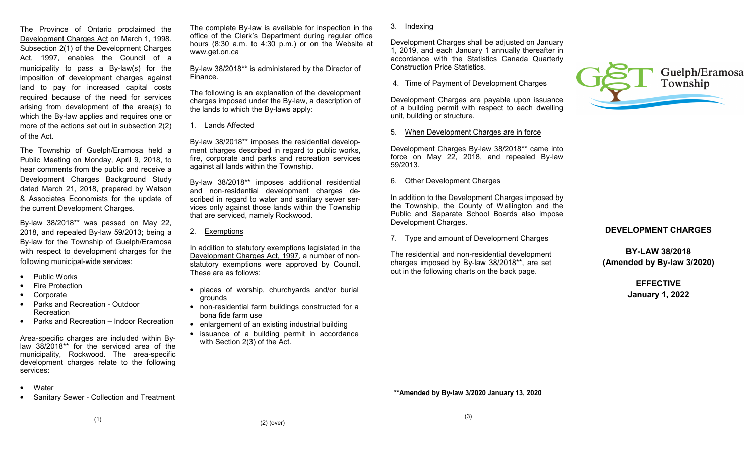The Province of Ontario proclaimed the Development Charges Act on March 1, 1998. Subsection 2(1) of the Development Charges Act, 1997, enables the Council of a municipality to pass a By-law(s) for the imposition of development charges against land to pay for increased capital costs required because of the need for services arising from development of the area(s) to which the By-law applies and requires one or more of the actions set out in subsection 2(2) of the Act.

The Township of Guelph/Eramosa held a Public Meeting on Monday, April 9, 2018, to hear comments from the public and receive a Development Charges Background Study dated March 21, 2018, prepared by Watson & Associates Economists for the update of the current Development Charges.

By-law 38/2018** was passed on May 22, 2018, and repealed By-law 59/2013; being a By-law for the Township of Guelph/Eramosa with respect to development charges for the following municipal-wide services:

- Public Works
- Fire Protection
- Corporate
- Parks and Recreation - Outdoor Recreation
- Parks and Recreation – Indoor Recreation

Area-specific charges are included within By-law 38/2018** for the serviced area of the municipality, Rockwood. The area-specific development charges relate to the following services:

- Water
- Sanitary Sewer - Collection and Treatment

The complete By-law is available for inspection in the office of the Clerk's Department during regular office hours (8:30 a.m. to 4:30 p.m.) or on the Website at www.get.on.ca

By-law 38/2018** is administered by the Director of Finance.

The following is an explanation of the development charges imposed under the By-law, a description of the lands to which the By-laws apply:

1. Lands Affected

By-law 38/2018** imposes the residential development charges described in regard to public works, fire, corporate and parks and recreation services against all lands within the Township.

By-law 38/2018** imposes additional residential and non-residential development charges described in regard to water and sanitary sewer services only against those lands within the Township that are serviced, namely Rockwood.

2. Exemptions

In addition to statutory exemptions legislated in the Development Charges Act, 1997, a number of non-statutory exemptions were approved by Council. These are as follows:

- places of worship, churchyards and/or burial grounds
- non-residential farm buildings constructed for a bona fide farm use
- enlargement of an existing industrial building
- issuance of a building permit in accordance with Section 2(3) of the Act.

(2) (over)

3. Indexing

Development Charges shall be adjusted on January 1, 2019, and each January 1 annually thereafter in accordance with the Statistics Canada Quarterly Construction Price Statistics.

4. Time of Payment of Development Charges

Development Charges are payable upon issuance of a building permit with respect to each dwelling unit, building or structure.

5. When Development Charges are in force

Development Charges By-law 38/2018** came into force on May 22, 2018, and repealed By-law 59/2013.

6. Other Development Charges

In addition to the Development Charges imposed by the Township, the County of Wellington and the Public and Separate School Boards also impose Development Charges.

7. Type and amount of Development Charges

The residential and non-residential development charges imposed by By-law 38/2018**, are set out in the following charts on the back page.

**\*\*Amended by By-law 3/2020 January 13, 2020**

Guelph/Eramosa Township

## DEVELOPMENT CHARGES

**BY-LAW 38/2018**
**(Amended by By-law 3/2020)**

**EFFECTIVE**
**January 1, 2022**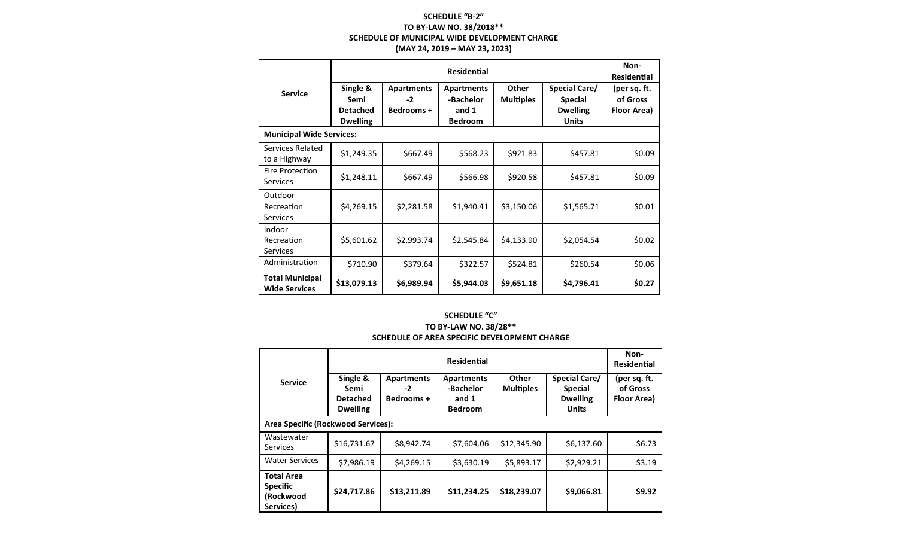**SCHEDULE "B-2"**
**TO BY-LAW NO. 38/2018****
**SCHEDULE OF MUNICIPAL WIDE DEVELOPMENT CHARGE**
**(MAY 24, 2019 – MAY 23, 2023)**

| Service | Residential | | | | | Non-Residential |
|---|---|---|---|---|---|---|
| | Single & Semi Detached Dwelling | Apartments -2 Bedrooms + | Apartments -Bachelor and 1 Bedroom | Other Multiples | Special Care/ Special Dwelling Units | (per sq. ft. of Gross Floor Area) |
| **Municipal Wide Services:** | | | | | | |
| Services Related to a Highway | $1,249.35 | $667.49 | $568.23 | $921.83 | $457.81 | $0.09 |
| Fire Protection Services | $1,248.11 | $667.49 | $566.98 | $920.58 | $457.81 | $0.09 |
| Outdoor Recreation Services | $4,269.15 | $2,281.58 | $1,940.41 | $3,150.06 | $1,565.71 | $0.01 |
| Indoor Recreation Services | $5,601.62 | $2,993.74 | $2,545.84 | $4,133.90 | $2,054.54 | $0.02 |
| Administration | $710.90 | $379.64 | $322.57 | $524.81 | $260.54 | $0.06 |
| **Total Municipal Wide Services** | **$13,079.13** | **$6,989.94** | **$5,944.03** | **$9,651.18** | **$4,796.41** | **$0.27** |

**SCHEDULE "C"**
**TO BY-LAW NO. 38/28****
**SCHEDULE OF AREA SPECIFIC DEVELOPMENT CHARGE**

| Service | Residential | | | | | Non-Residential |
|---|---|---|---|---|---|---|
| | Single & Semi Detached Dwelling | Apartments -2 Bedrooms + | Apartments -Bachelor and 1 Bedroom | Other Multiples | Special Care/ Special Dwelling Units | (per sq. ft. of Gross Floor Area) |
| **Area Specific (Rockwood Services):** | | | | | | |
| Wastewater Services | $16,731.67 | $8,942.74 | $7,604.06 | $12,345.90 | $6,137.60 | $6.73 |
| Water Services | $7,986.19 | $4,269.15 | $3,630.19 | $5,893.17 | $2,929.21 | $3.19 |
| **Total Area Specific (Rockwood Services)** | **$24,717.86** | **$13,211.89** | **$11,234.25** | **$18,239.07** | **$9,066.81** | **$9.92** |